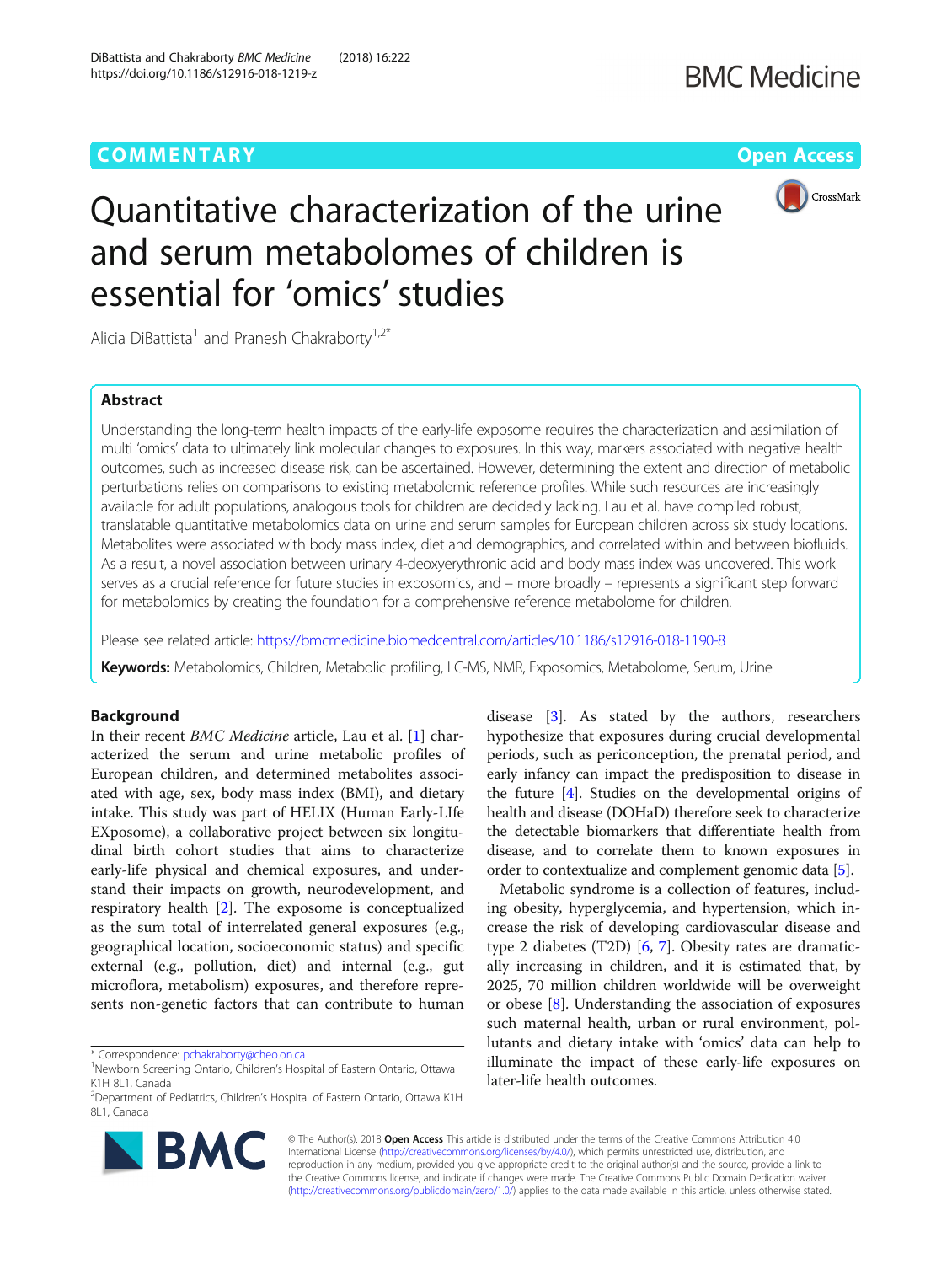COMMENTARY

Open Access

# Quantitative characterization of the urine and serum metabolomes of children is essential for 'omics' studies

Alicia DiBattista[1] and Pranesh Chakraborty[1,2*]

## Abstract

Understanding the long-term health impacts of the early-life exposome requires the characterization and assimilation of multi 'omics' data to ultimately link molecular changes to exposures. In this way, markers associated with negative health outcomes, such as increased disease risk, can be ascertained. However, determining the extent and direction of metabolic perturbations relies on comparisons to existing metabolomic reference profiles. While such resources are increasingly available for adult populations, analogous tools for children are decidedly lacking. Lau et al. have compiled robust, translatable quantitative metabolomics data on urine and serum samples for European children across six study locations. Metabolites were associated with body mass index, diet and demographics, and correlated within and between biofluids. As a result, a novel association between urinary 4-deoxyerythronic acid and body mass index was uncovered. This work serves as a crucial reference for future studies in exposomics, and – more broadly – represents a significant step forward for metabolomics by creating the foundation for a comprehensive reference metabolome for children.

Please see related article: https://bmcmedicine.biomedcentral.com/articles/10.1186/s12916-018-1190-8

**Keywords:** Metabolomics, Children, Metabolic profiling, LC-MS, NMR, Exposomics, Metabolome, Serum, Urine

## Background

In their recent *BMC Medicine* article, Lau et al. [1] characterized the serum and urine metabolic profiles of European children, and determined metabolites associated with age, sex, body mass index (BMI), and dietary intake. This study was part of HELIX (Human Early-LIfe EXposome), a collaborative project between six longitudinal birth cohort studies that aims to characterize early-life physical and chemical exposures, and understand their impacts on growth, neurodevelopment, and respiratory health [2]. The exposome is conceptualized as the sum total of interrelated general exposures (e.g., geographical location, socioeconomic status) and specific external (e.g., pollution, diet) and internal (e.g., gut microflora, metabolism) exposures, and therefore represents non-genetic factors that can contribute to human disease [3]. As stated by the authors, researchers hypothesize that exposures during crucial developmental periods, such as periconception, the prenatal period, and early infancy can impact the predisposition to disease in the future [4]. Studies on the developmental origins of health and disease (DOHaD) therefore seek to characterize the detectable biomarkers that differentiate health from disease, and to correlate them to known exposures in order to contextualize and complement genomic data [5].

Metabolic syndrome is a collection of features, including obesity, hyperglycemia, and hypertension, which increase the risk of developing cardiovascular disease and type 2 diabetes (T2D) [6, 7]. Obesity rates are dramatically increasing in children, and it is estimated that, by 2025, 70 million children worldwide will be overweight or obese [8]. Understanding the association of exposures such maternal health, urban or rural environment, pollutants and dietary intake with 'omics' data can help to illuminate the impact of these early-life exposures on later-life health outcomes.

\* Correspondence: pchakraborty@cheo.on.ca
[1]Newborn Screening Ontario, Children's Hospital of Eastern Ontario, Ottawa K1H 8L1, Canada
[2]Department of Pediatrics, Children's Hospital of Eastern Ontario, Ottawa K1H 8L1, Canada

© The Author(s). 2018 **Open Access** This article is distributed under the terms of the Creative Commons Attribution 4.0 International License (http://creativecommons.org/licenses/by/4.0/), which permits unrestricted use, distribution, and reproduction in any medium, provided you give appropriate credit to the original author(s) and the source, provide a link to the Creative Commons license, and indicate if changes were made. The Creative Commons Public Domain Dedication waiver (http://creativecommons.org/publicdomain/zero/1.0/) applies to the data made available in this article, unless otherwise stated.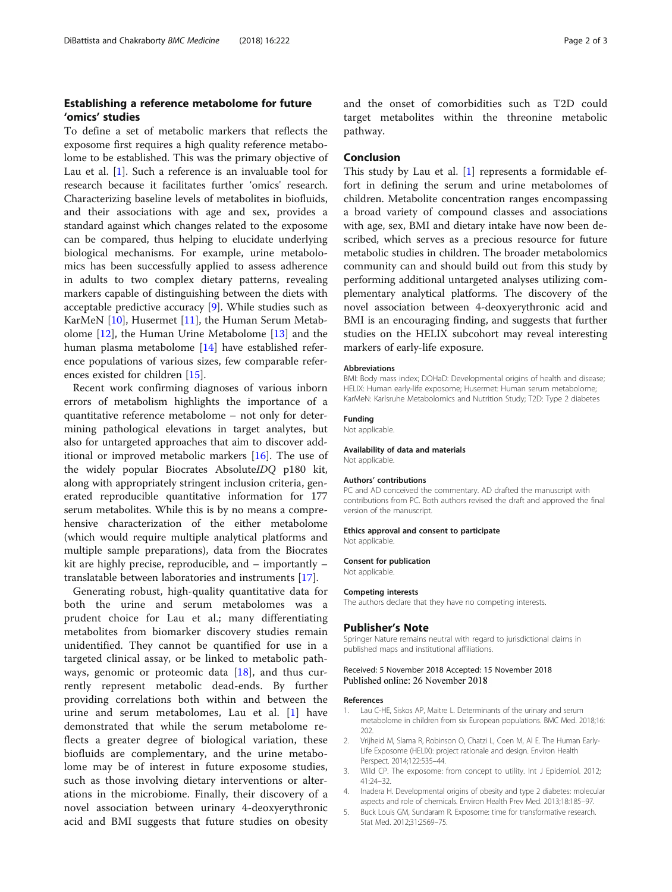## Establishing a reference metabolome for future 'omics' studies

To define a set of metabolic markers that reflects the exposome first requires a high quality reference metabolome to be established. This was the primary objective of Lau et al. [1]. Such a reference is an invaluable tool for research because it facilitates further 'omics' research. Characterizing baseline levels of metabolites in biofluids, and their associations with age and sex, provides a standard against which changes related to the exposome can be compared, thus helping to elucidate underlying biological mechanisms. For example, urine metabolomics has been successfully applied to assess adherence in adults to two complex dietary patterns, revealing markers capable of distinguishing between the diets with acceptable predictive accuracy [9]. While studies such as KarMeN [10], Husermet [11], the Human Serum Metabolome [12], the Human Urine Metabolome [13] and the human plasma metabolome [14] have established reference populations of various sizes, few comparable references existed for children [15].

Recent work confirming diagnoses of various inborn errors of metabolism highlights the importance of a quantitative reference metabolome – not only for determining pathological elevations in target analytes, but also for untargeted approaches that aim to discover additional or improved metabolic markers [16]. The use of the widely popular Biocrates Absolute*IDQ* p180 kit, along with appropriately stringent inclusion criteria, generated reproducible quantitative information for 177 serum metabolites. While this is by no means a comprehensive characterization of the either metabolome (which would require multiple analytical platforms and multiple sample preparations), data from the Biocrates kit are highly precise, reproducible, and – importantly – translatable between laboratories and instruments [17].

Generating robust, high-quality quantitative data for both the urine and serum metabolomes was a prudent choice for Lau et al.; many differentiating metabolites from biomarker discovery studies remain unidentified. They cannot be quantified for use in a targeted clinical assay, or be linked to metabolic pathways, genomic or proteomic data [18], and thus currently represent metabolic dead-ends. By further providing correlations both within and between the urine and serum metabolomes, Lau et al. [1] have demonstrated that while the serum metabolome reflects a greater degree of biological variation, these biofluids are complementary, and the urine metabolome may be of interest in future exposome studies, such as those involving dietary interventions or alterations in the microbiome. Finally, their discovery of a novel association between urinary 4-deoxyerythronic acid and BMI suggests that future studies on obesity and the onset of comorbidities such as T2D could target metabolites within the threonine metabolic pathway.

## Conclusion

This study by Lau et al. [1] represents a formidable effort in defining the serum and urine metabolomes of children. Metabolite concentration ranges encompassing a broad variety of compound classes and associations with age, sex, BMI and dietary intake have now been described, which serves as a precious resource for future metabolic studies in children. The broader metabolomics community can and should build out from this study by performing additional untargeted analyses utilizing complementary analytical platforms. The discovery of the novel association between 4-deoxyerythronic acid and BMI is an encouraging finding, and suggests that further studies on the HELIX subcohort may reveal interesting markers of early-life exposure.

#### Abbreviations

BMI: Body mass index; DOHaD: Developmental origins of health and disease; HELIX: Human early-life exposome; Husermet: Human serum metabolome; KarMeN: Karlsruhe Metabolomics and Nutrition Study; T2D: Type 2 diabetes

#### Funding

Not applicable.

#### Availability of data and materials

Not applicable.

#### Authors' contributions

PC and AD conceived the commentary. AD drafted the manuscript with contributions from PC. Both authors revised the draft and approved the final version of the manuscript.

#### Ethics approval and consent to participate

Not applicable.

#### Consent for publication

Not applicable.

#### Competing interests

The authors declare that they have no competing interests.

### Publisher's Note

Springer Nature remains neutral with regard to jurisdictional claims in published maps and institutional affiliations.

Received: 5 November 2018 Accepted: 15 November 2018
Published online: 26 November 2018

#### References

1. Lau C-HE, Siskos AP, Maitre L. Determinants of the urinary and serum metabolome in children from six European populations. BMC Med. 2018;16:202.
2. Vrijheid M, Slama R, Robinson O, Chatzi L, Coen M, Al E. The Human Early-Life Exposome (HELIX): project rationale and design. Environ Health Perspect. 2014;122:535–44.
3. Wild CP. The exposome: from concept to utility. Int J Epidemiol. 2012;41:24–32.
4. Inadera H. Developmental origins of obesity and type 2 diabetes: molecular aspects and role of chemicals. Environ Health Prev Med. 2013;18:185–97.
5. Buck Louis GM, Sundaram R. Exposome: time for transformative research. Stat Med. 2012;31:2569–75.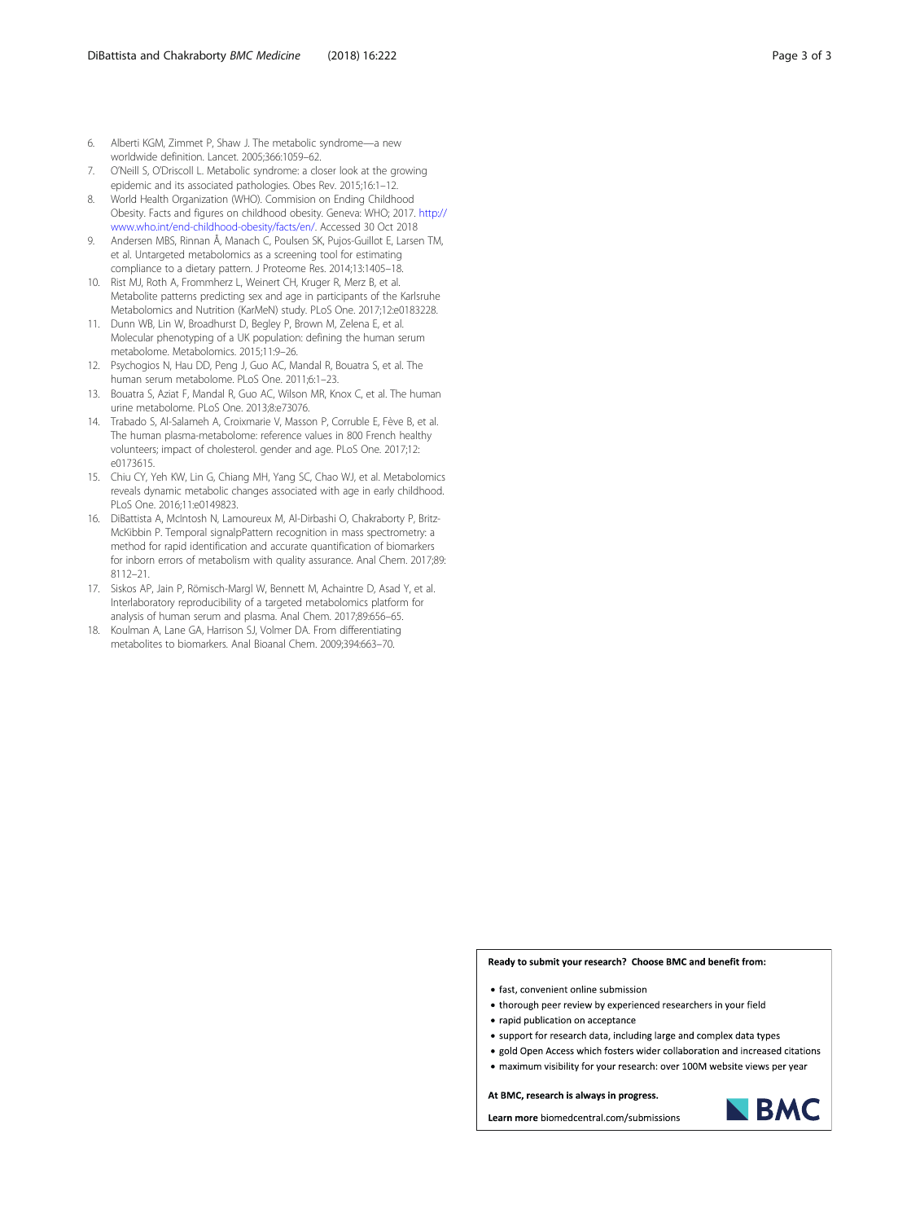6. Alberti KGM, Zimmet P, Shaw J. The metabolic syndrome—a new worldwide definition. Lancet. 2005;366:1059–62.
7. O'Neill S, O'Driscoll L. Metabolic syndrome: a closer look at the growing epidemic and its associated pathologies. Obes Rev. 2015;16:1–12.
8. World Health Organization (WHO). Commision on Ending Childhood Obesity. Facts and figures on childhood obesity. Geneva: WHO; 2017. http://www.who.int/end-childhood-obesity/facts/en/. Accessed 30 Oct 2018
9. Andersen MBS, Rinnan Å, Manach C, Poulsen SK, Pujos-Guillot E, Larsen TM, et al. Untargeted metabolomics as a screening tool for estimating compliance to a dietary pattern. J Proteome Res. 2014;13:1405–18.
10. Rist MJ, Roth A, Frommherz L, Weinert CH, Kruger R, Merz B, et al. Metabolite patterns predicting sex and age in participants of the Karlsruhe Metabolomics and Nutrition (KarMeN) study. PLoS One. 2017;12:e0183228.
11. Dunn WB, Lin W, Broadhurst D, Begley P, Brown M, Zelena E, et al. Molecular phenotyping of a UK population: defining the human serum metabolome. Metabolomics. 2015;11:9–26.
12. Psychogios N, Hau DD, Peng J, Guo AC, Mandal R, Bouatra S, et al. The human serum metabolome. PLoS One. 2011;6:1–23.
13. Bouatra S, Aziat F, Mandal R, Guo AC, Wilson MR, Knox C, et al. The human urine metabolome. PLoS One. 2013;8:e73076.
14. Trabado S, Al-Salameh A, Croixmarie V, Masson P, Corruble E, Fève B, et al. The human plasma-metabolome: reference values in 800 French healthy volunteers; impact of cholesterol. gender and age. PLoS One. 2017;12:e0173615.
15. Chiu CY, Yeh KW, Lin G, Chiang MH, Yang SC, Chao WJ, et al. Metabolomics reveals dynamic metabolic changes associated with age in early childhood. PLoS One. 2016;11:e0149823.
16. DiBattista A, McIntosh N, Lamoureux M, Al-Dirbashi O, Chakraborty P, Britz-McKibbin P. Temporal signalpPattern recognition in mass spectrometry: a method for rapid identification and accurate quantification of biomarkers for inborn errors of metabolism with quality assurance. Anal Chem. 2017;89:8112–21.
17. Siskos AP, Jain P, Römisch-Margl W, Bennett M, Achaintre D, Asad Y, et al. Interlaboratory reproducibility of a targeted metabolomics platform for analysis of human serum and plasma. Anal Chem. 2017;89:656–65.
18. Koulman A, Lane GA, Harrison SJ, Volmer DA. From differentiating metabolites to biomarkers. Anal Bioanal Chem. 2009;394:663–70.